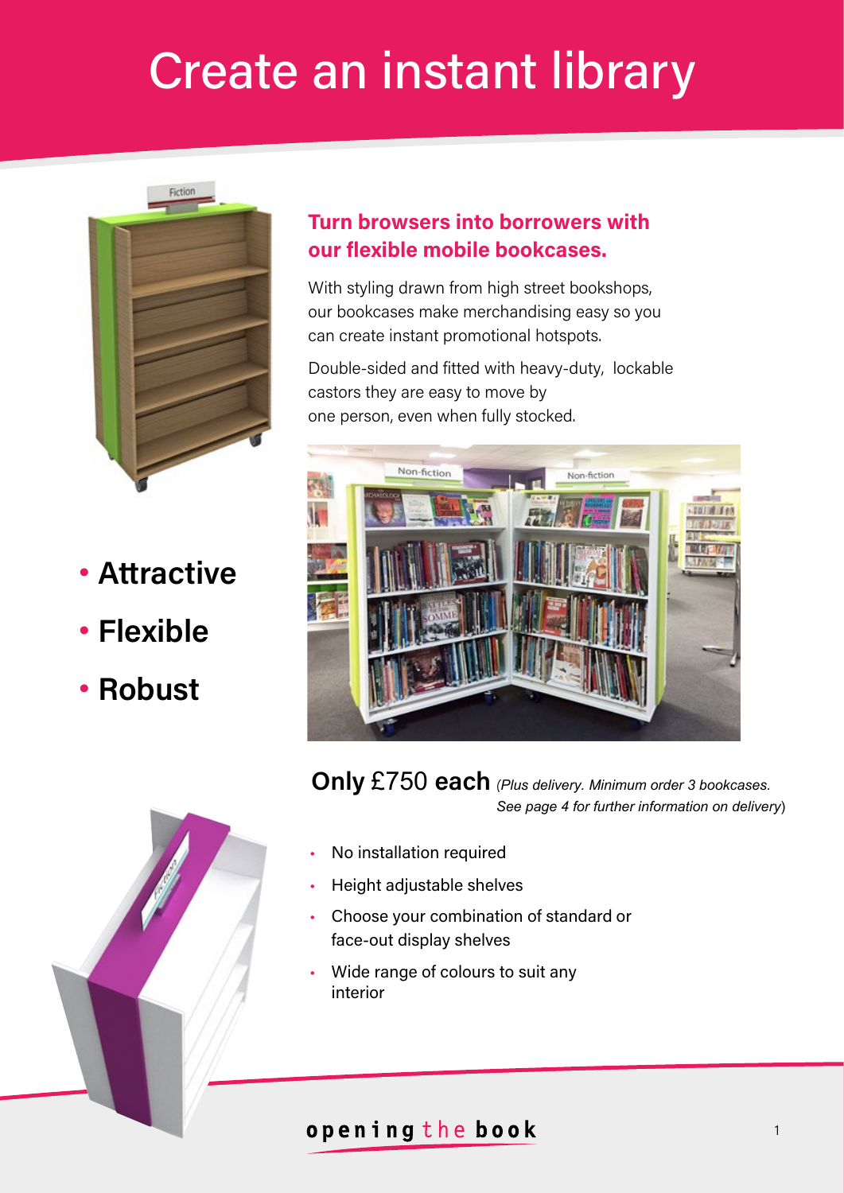# Create an instant library

## Turn browsers into borrowers with our flexible mobile bookcases.

With styling drawn from high street bookshops, our bookcases make merchandising easy so you can create instant promotional hotspots.

Double-sided and fitted with heavy-duty, lockable castors they are easy to move by one person, even when fully stocked.

- **Attractive**
- **Flexible**
- **Robust**

**Only** £750 **each** *(Plus delivery. Minimum order 3 bookcases. See page 4 for further information on delivery)*

- No installation required
- Height adjustable shelves
- Choose your combination of standard or face-out display shelves
- Wide range of colours to suit any interior

opening the book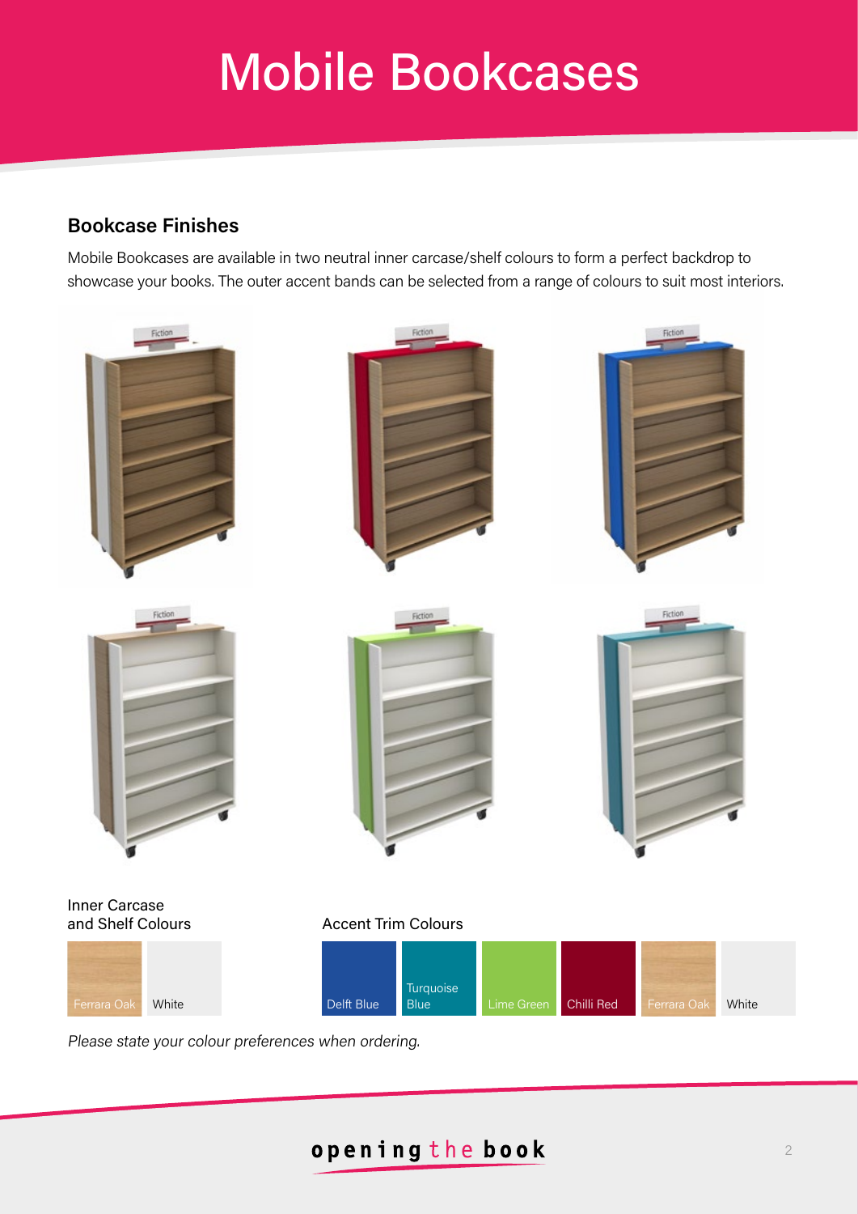# Mobile Bookcases

## Bookcase Finishes

Mobile Bookcases are available in two neutral inner carcase/shelf colours to form a perfect backdrop to showcase your books. The outer accent bands can be selected from a range of colours to suit most interiors.

Inner Carcase and Shelf Colours

Ferrara Oak

White

Accent Trim Colours

Delft Blue

Turquoise Blue

Lime Green

Chilli Red

Ferrara Oak

White

*Please state your colour preferences when ordering.*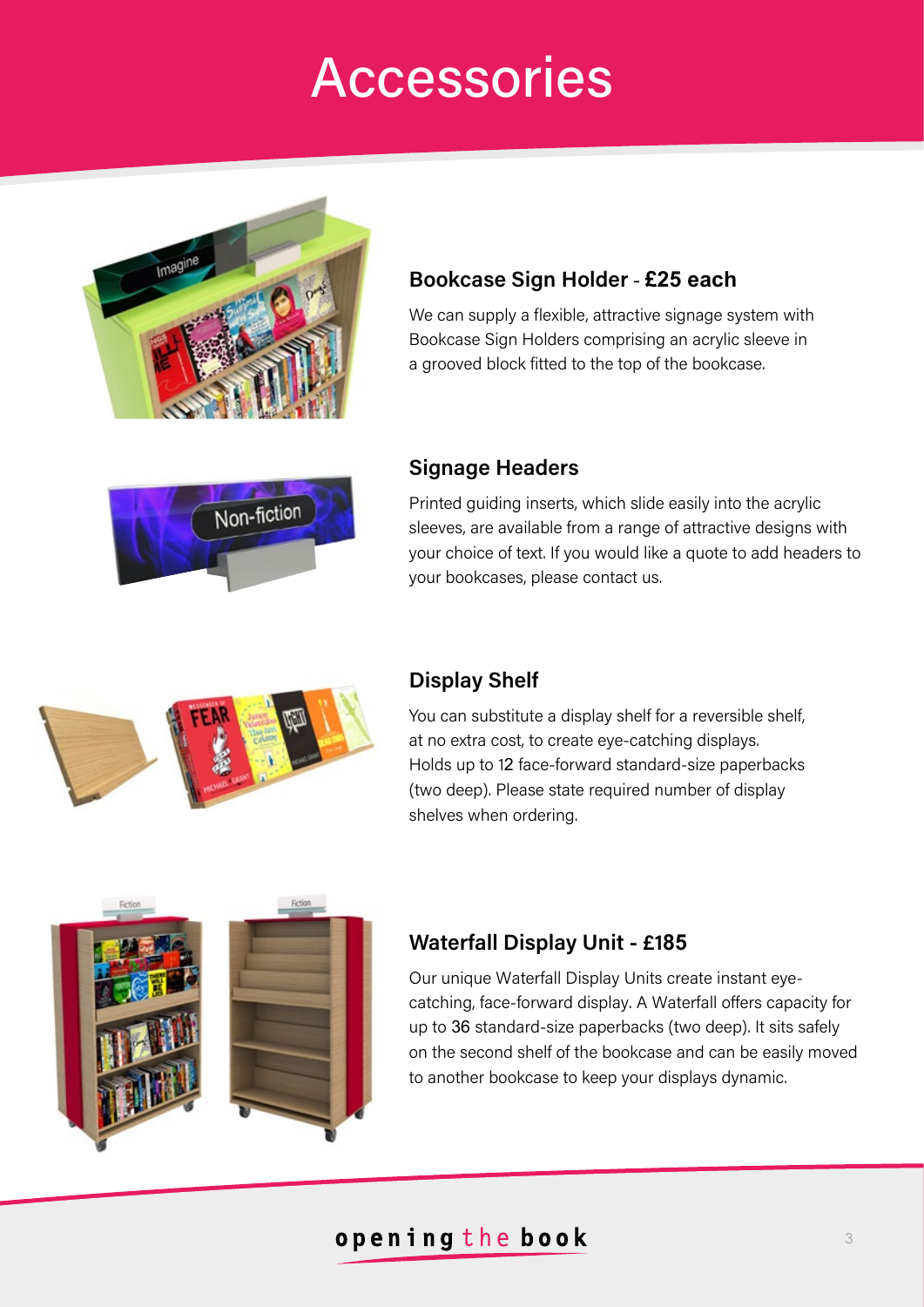# Accessories

## Bookcase Sign Holder - £25 each

We can supply a flexible, attractive signage system with Bookcase Sign Holders comprising an acrylic sleeve in a grooved block fitted to the top of the bookcase.

## Signage Headers

Printed guiding inserts, which slide easily into the acrylic sleeves, are available from a range of attractive designs with your choice of text. If you would like a quote to add headers to your bookcases, please contact us.

## Display Shelf

You can substitute a display shelf for a reversible shelf, at no extra cost, to create eye-catching displays. Holds up to 12 face-forward standard-size paperbacks (two deep). Please state required number of display shelves when ordering.

## Waterfall Display Unit - £185

Our unique Waterfall Display Units create instant eye-catching, face-forward display. A Waterfall offers capacity for up to 36 standard-size paperbacks (two deep). It sits safely on the second shelf of the bookcase and can be easily moved to another bookcase to keep your displays dynamic.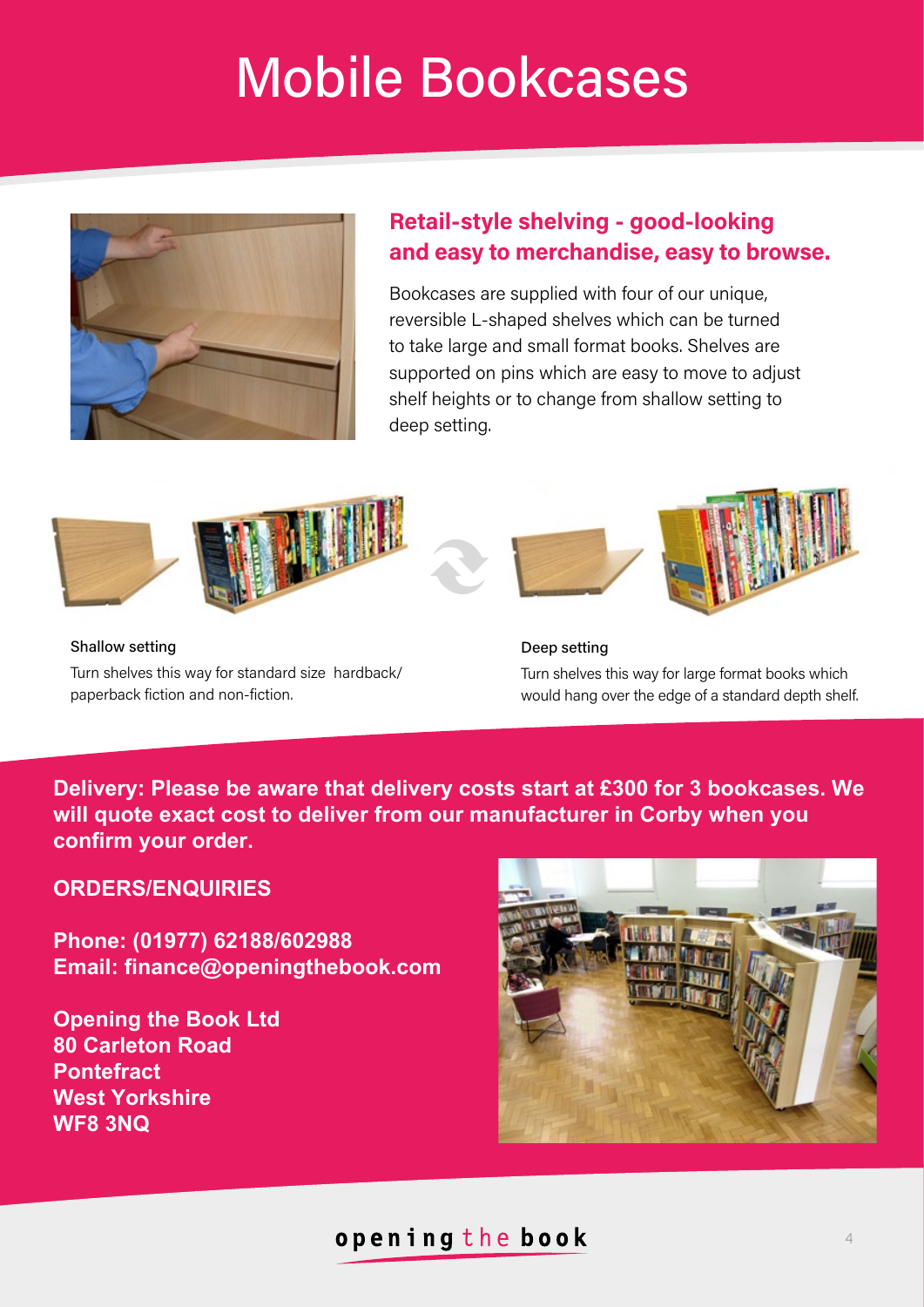# Mobile Bookcases

## Retail-style shelving - good-looking and easy to merchandise, easy to browse.

Bookcases are supplied with four of our unique, reversible L-shaped shelves which can be turned to take large and small format books. Shelves are supported on pins which are easy to move to adjust shelf heights or to change from shallow setting to deep setting.

**Shallow setting**

Turn shelves this way for standard size hardback/paperback fiction and non-fiction.

**Deep setting**

Turn shelves this way for large format books which would hang over the edge of a standard depth shelf.

**Delivery: Please be aware that delivery costs start at £300 for 3 bookcases. We will quote exact cost to deliver from our manufacturer in Corby when you confirm your order.**

**ORDERS/ENQUIRIES**

**Phone: (01977) 62188/602988**
**Email: finance@openingthebook.com**

**Opening the Book Ltd**
**80 Carleton Road**
**Pontefract**
**West Yorkshire**
**WF8 3NQ**